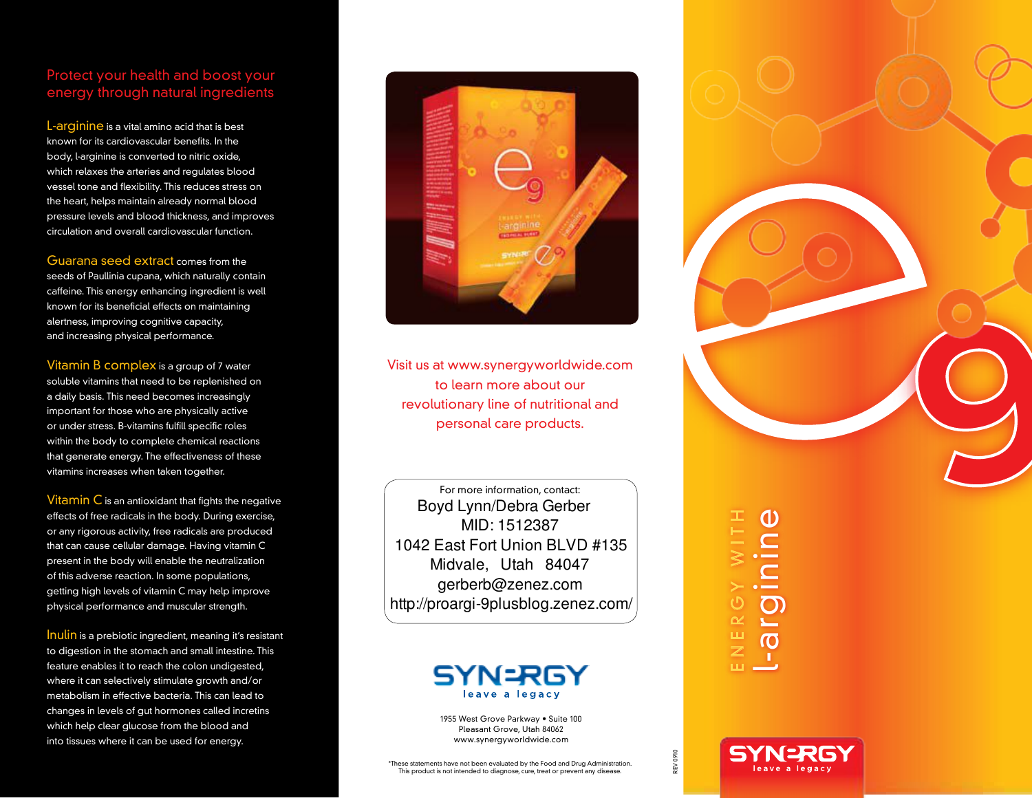## Protect your health and boost your energy through natural ingredients

**L-arginine** is a vital amino acid that is best known for its cardiovascular benefits. In the body, l-arginine is converted to nitric oxide, which relaxes the arteries and regulates blood vessel tone and flexibility. This reduces stress on the heart, helps maintain already normal blood pressure levels and blood thickness, and improves circulation and overall cardiovascular function.

**Guarana seed extract** comes from the seeds of Paullinia cupana, which naturally contain caffeine. This energy enhancing ingredient is well known for its beneficial effects on maintaining alertness, improving cognitive capacity, and increasing physical performance.

**Vitamin B complex** is a group of 7 water soluble vitamins that need to be replenished on a daily basis. This need becomes increasingly important for those who are physically active or under stress. B-vitamins fulfill specific roles within the body to complete chemical reactions that generate energy. The effectiveness of these vitamins increases when taken together.

**Vitamin C** is an antioxidant that fights the negative effects of free radicals in the body. During exercise, or any rigorous activity, free radicals are produced that can cause cellular damage. Having vitamin C present in the body will enable the neutralization of this adverse reaction. In some populations, getting high levels of vitamin C may help improve physical performance and muscular strength.

**Inulin** is a prebiotic ingredient, meaning it's resistant to digestion in the stomach and small intestine. This feature enables it to reach the colon undigested, where it can selectively stimulate growth and/or metabolism in effective bacteria. This can lead to changes in levels of gut hormones called incretins which help clear glucose from the blood and into tissues where it can be used for energy.

Visit us at www.synergyworldwide.com to learn more about our revolutionary line of nutritional and personal care products.

For more information, contact:
Boyd Lynn/Debra Gerber
MID: 1512387
1042 East Fort Union BLVD #135
Midvale, Utah 84047
gerberb@zenez.com
http://proargi-9plusblog.zenez.com/

SYNERGY
leave a legacy

1955 West Grove Parkway • Suite 100
Pleasant Grove, Utah 84062
www.synergyworldwide.com

*These statements have not been evaluated by the Food and Drug Administration. This product is not intended to diagnose, cure, treat or prevent any disease.

REV 0910

# e9

ENERGY WITH l-arginine

SYNERGY
leave a legacy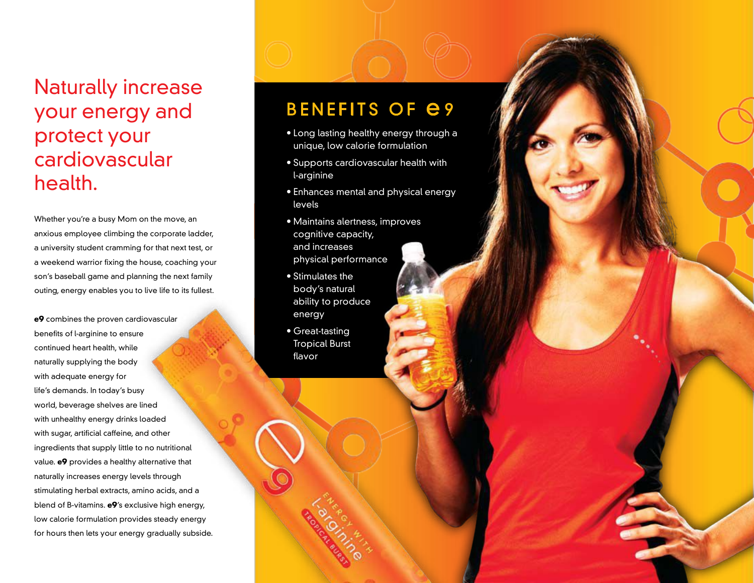# Naturally increase your energy and protect your cardiovascular health.

Whether you're a busy Mom on the move, an anxious employee climbing the corporate ladder, a university student cramming for that next test, or a weekend warrior fixing the house, coaching your son's baseball game and planning the next family outing, energy enables you to live life to its fullest.

**e9** combines the proven cardiovascular benefits of l-arginine to ensure continued heart health, while naturally supplying the body with adequate energy for life's demands. In today's busy world, beverage shelves are lined with unhealthy energy drinks loaded with sugar, artificial caffeine, and other ingredients that supply little to no nutritional value. **e9** provides a healthy alternative that naturally increases energy levels through stimulating herbal extracts, amino acids, and a blend of B-vitamins. **e9**'s exclusive high energy, low calorie formulation provides steady energy for hours then lets your energy gradually subside.

## BENEFITS OF e9

- Long lasting healthy energy through a unique, low calorie formulation
- Supports cardiovascular health with l-arginine
- Enhances mental and physical energy levels
- Maintains alertness, improves cognitive capacity, and increases physical performance
- Stimulates the body's natural ability to produce energy
- Great-tasting Tropical Burst flavor